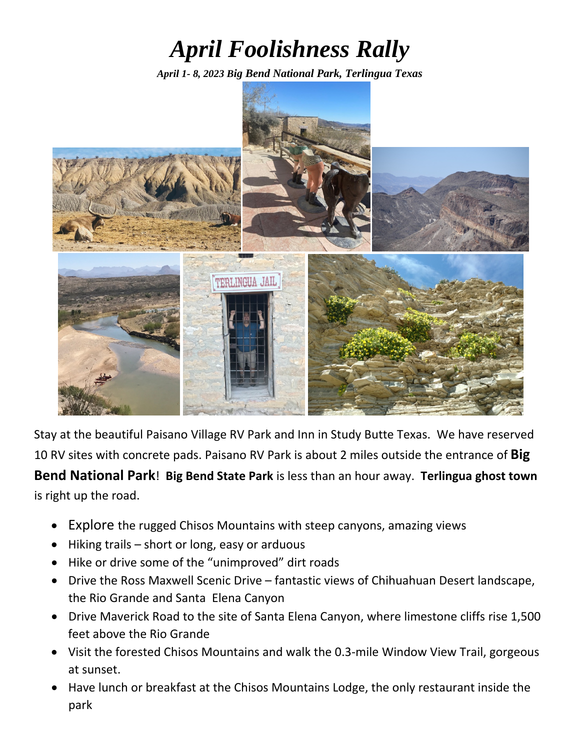# *April Foolishness Rally*

***April 1- 8, 2023 Big Bend National Park, Terlingua Texas***

Stay at the beautiful Paisano Village RV Park and Inn in Study Butte Texas. We have reserved 10 RV sites with concrete pads. Paisano RV Park is about 2 miles outside the entrance of **Big Bend National Park**! **Big Bend State Park** is less than an hour away. **Terlingua ghost town** is right up the road.

- Explore the rugged Chisos Mountains with steep canyons, amazing views
- Hiking trails – short or long, easy or arduous
- Hike or drive some of the "unimproved" dirt roads
- Drive the Ross Maxwell Scenic Drive – fantastic views of Chihuahuan Desert landscape, the Rio Grande and Santa Elena Canyon
- Drive Maverick Road to the site of Santa Elena Canyon, where limestone cliffs rise 1,500 feet above the Rio Grande
- Visit the forested Chisos Mountains and walk the 0.3-mile Window View Trail, gorgeous at sunset.
- Have lunch or breakfast at the Chisos Mountains Lodge, the only restaurant inside the park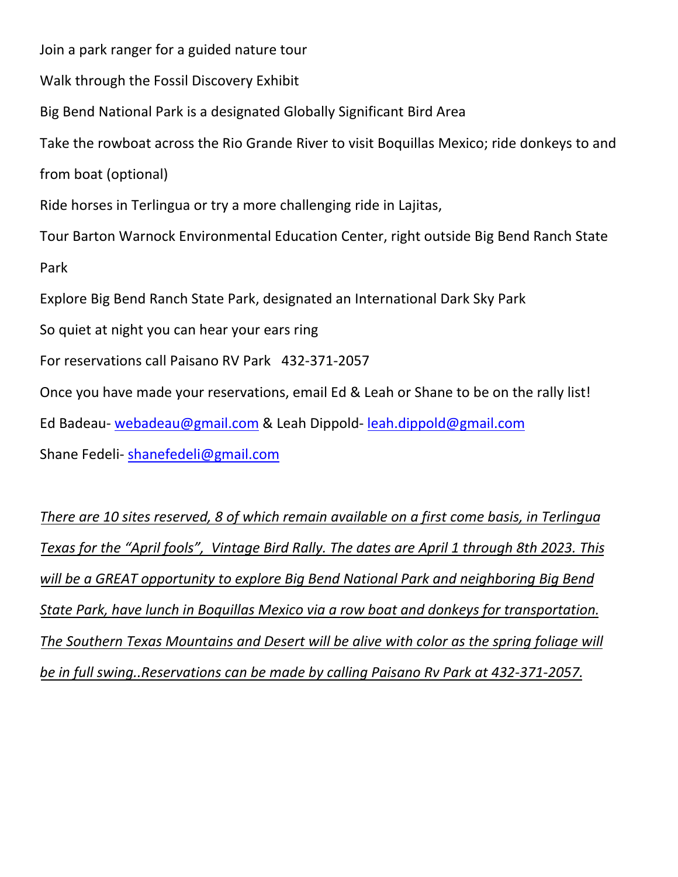Join a park ranger for a guided nature tour

Walk through the Fossil Discovery Exhibit

Big Bend National Park is a designated Globally Significant Bird Area

Take the rowboat across the Rio Grande River to visit Boquillas Mexico; ride donkeys to and from boat (optional)

Ride horses in Terlingua or try a more challenging ride in Lajitas,

Tour Barton Warnock Environmental Education Center, right outside Big Bend Ranch State Park

Explore Big Bend Ranch State Park, designated an International Dark Sky Park

So quiet at night you can hear your ears ring

For reservations call Paisano RV Park 432-371-2057

Once you have made your reservations, email Ed & Leah or Shane to be on the rally list!

Ed Badeau- webadeau@gmail.com & Leah Dippold- leah.dippold@gmail.com

Shane Fedeli- shanefedeli@gmail.com

*There are 10 sites reserved, 8 of which remain available on a first come basis, in Terlingua Texas for the "April fools", Vintage Bird Rally. The dates are April 1 through 8th 2023. This will be a GREAT opportunity to explore Big Bend National Park and neighboring Big Bend State Park, have lunch in Boquillas Mexico via a row boat and donkeys for transportation. The Southern Texas Mountains and Desert will be alive with color as the spring foliage will be in full swing..Reservations can be made by calling Paisano Rv Park at 432-371-2057.*